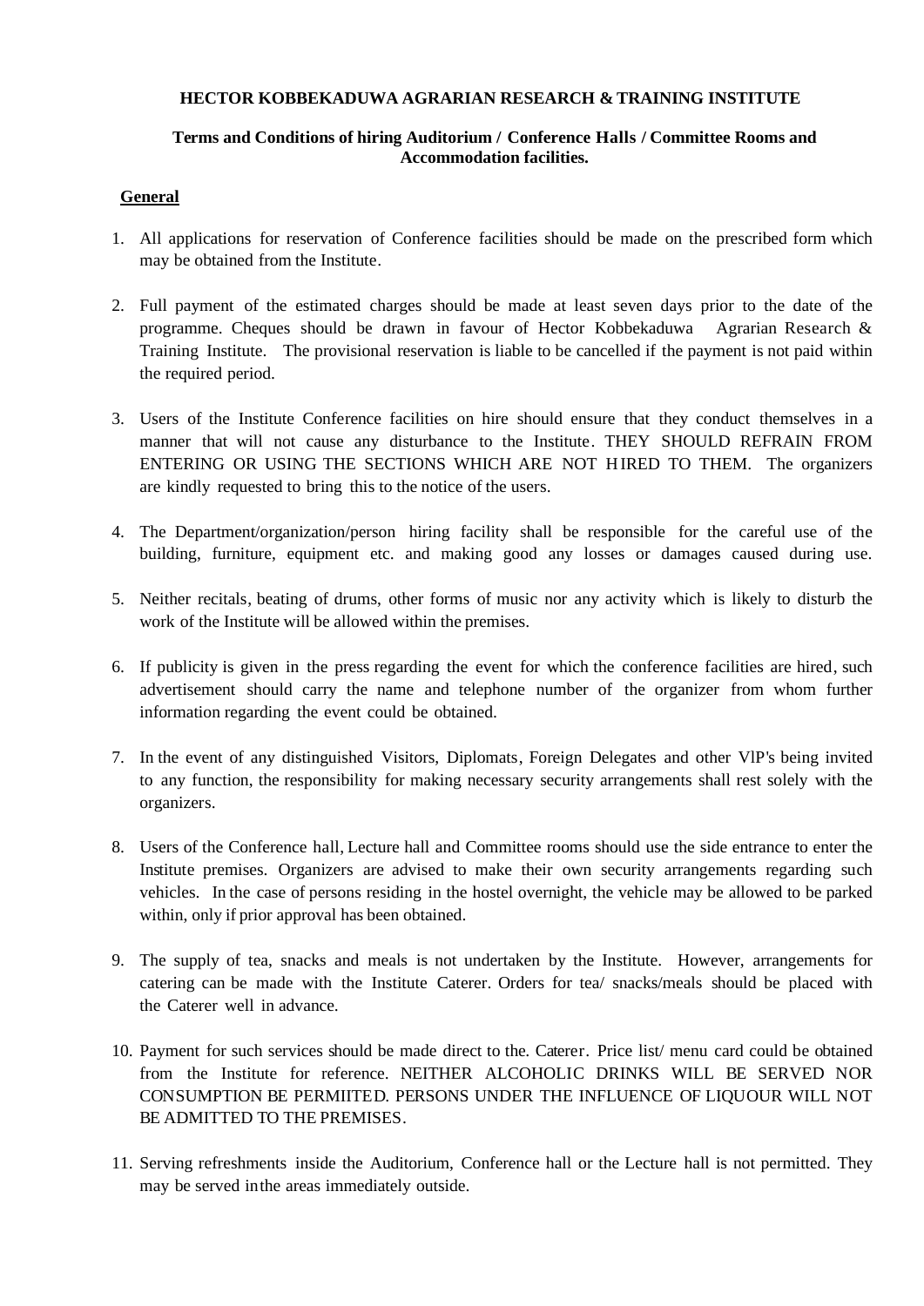**HECTOR KOBBEKADUWA AGRARIAN RESEARCH & TRAINING INSTITUTE**

**Terms and Conditions of hiring Auditorium / Conference Halls / Committee Rooms and Accommodation facilities.**

**General**

1. All applications for reservation of Conference facilities should be made on the prescribed form which may be obtained from the Institute.

2. Full payment of the estimated charges should be made at least seven days prior to the date of the programme. Cheques should be drawn in favour of Hector Kobbekaduwa Agrarian Research & Training Institute. The provisional reservation is liable to be cancelled if the payment is not paid within the required period.

3. Users of the Institute Conference facilities on hire should ensure that they conduct themselves in a manner that will not cause any disturbance to the Institute. THEY SHOULD REFRAIN FROM ENTERING OR USING THE SECTIONS WHICH ARE NOT HIRED TO THEM. The organizers are kindly requested to bring this to the notice of the users.

4. The Department/organization/person hiring facility shall be responsible for the careful use of the building, furniture, equipment etc. and making good any losses or damages caused during use.

5. Neither recitals, beating of drums, other forms of music nor any activity which is likely to disturb the work of the Institute will be allowed within the premises.

6. If publicity is given in the press regarding the event for which the conference facilities are hired, such advertisement should carry the name and telephone number of the organizer from whom further information regarding the event could be obtained.

7. In the event of any distinguished Visitors, Diplomats, Foreign Delegates and other VIP's being invited to any function, the responsibility for making necessary security arrangements shall rest solely with the organizers.

8. Users of the Conference hall, Lecture hall and Committee rooms should use the side entrance to enter the Institute premises. Organizers are advised to make their own security arrangements regarding such vehicles. In the case of persons residing in the hostel overnight, the vehicle may be allowed to be parked within, only if prior approval has been obtained.

9. The supply of tea, snacks and meals is not undertaken by the Institute. However, arrangements for catering can be made with the Institute Caterer. Orders for tea/ snacks/meals should be placed with the Caterer well in advance.

10. Payment for such services should be made direct to the. Caterer. Price list/ menu card could be obtained from the Institute for reference. NEITHER ALCOHOLIC DRINKS WILL BE SERVED NOR CONSUMPTION BE PERMIITED. PERSONS UNDER THE INFLUENCE OF LIQUOUR WILL NOT BE ADMITTED TO THE PREMISES.

11. Serving refreshments inside the Auditorium, Conference hall or the Lecture hall is not permitted. They may be served inthe areas immediately outside.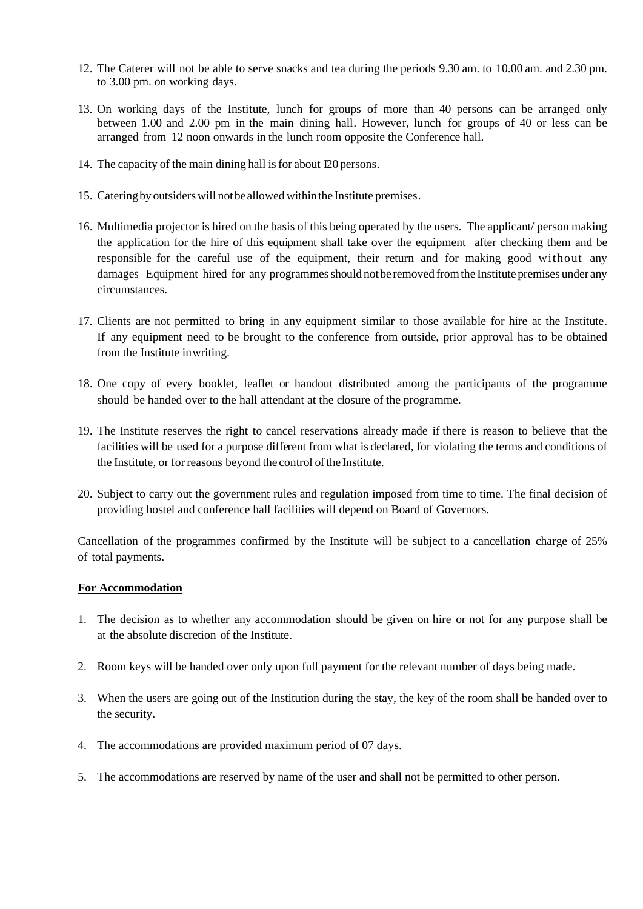12. The Caterer will not be able to serve snacks and tea during the periods 9.30 am. to 10.00 am. and 2.30 pm. to 3.00 pm. on working days.

13. On working days of the Institute, lunch for groups of more than 40 persons can be arranged only between 1.00 and 2.00 pm in the main dining hall. However, lunch for groups of 40 or less can be arranged from 12 noon onwards in the lunch room opposite the Conference hall.

14. The capacity of the main dining hall is for about 120 persons.

15. Catering by outsiders will not be allowed within the Institute premises.

16. Multimedia projector is hired on the basis of this being operated by the users. The applicant/ person making the application for the hire of this equipment shall take over the equipment after checking them and be responsible for the careful use of the equipment, their return and for making good without any damages Equipment hired for any programmes should not be removed from the Institute premises under any circumstances.

17. Clients are not permitted to bring in any equipment similar to those available for hire at the Institute. If any equipment need to be brought to the conference from outside, prior approval has to be obtained from the Institute in writing.

18. One copy of every booklet, leaflet or handout distributed among the participants of the programme should be handed over to the hall attendant at the closure of the programme.

19. The Institute reserves the right to cancel reservations already made if there is reason to believe that the facilities will be used for a purpose different from what is declared, for violating the terms and conditions of the Institute, or for reasons beyond the control of the Institute.

20. Subject to carry out the government rules and regulation imposed from time to time. The final decision of providing hostel and conference hall facilities will depend on Board of Governors.

Cancellation of the programmes confirmed by the Institute will be subject to a cancellation charge of 25% of total payments.

**For Accommodation**

1. The decision as to whether any accommodation should be given on hire or not for any purpose shall be at the absolute discretion of the Institute.

2. Room keys will be handed over only upon full payment for the relevant number of days being made.

3. When the users are going out of the Institution during the stay, the key of the room shall be handed over to the security.

4. The accommodations are provided maximum period of 07 days.

5. The accommodations are reserved by name of the user and shall not be permitted to other person.